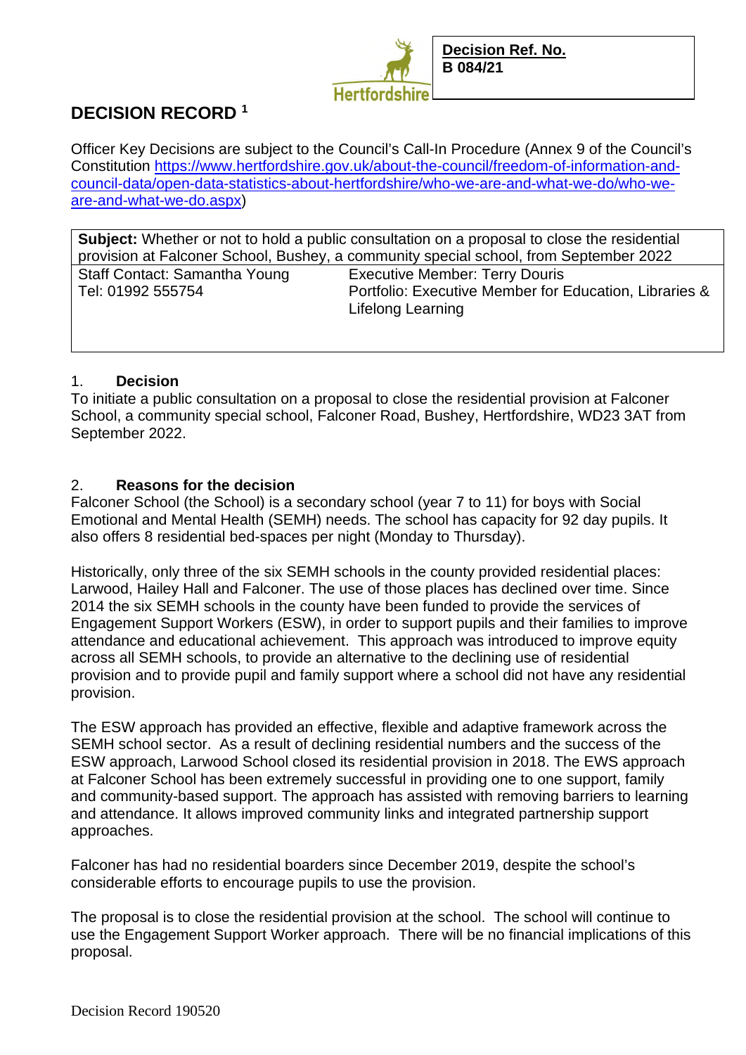**Decision Ref. No.**
**B 084/21**

# DECISION RECORD [1]

Officer Key Decisions are subject to the Council's Call-In Procedure (Annex 9 of the Council's Constitution https://www.hertfordshire.gov.uk/about-the-council/freedom-of-information-and-council-data/open-data-statistics-about-hertfordshire/who-we-are-and-what-we-do/who-we-are-and-what-we-do.aspx)

| **Subject:** Whether or not to hold a public consultation on a proposal to close the residential provision at Falconer School, Bushey, a community special school, from September 2022 | |
|---|---|
| Staff Contact: Samantha Young<br>Tel: 01992 555754 | Executive Member: Terry Douris<br>Portfolio: Executive Member for Education, Libraries & Lifelong Learning |

## 1. Decision

To initiate a public consultation on a proposal to close the residential provision at Falconer School, a community special school, Falconer Road, Bushey, Hertfordshire, WD23 3AT from September 2022.

## 2. Reasons for the decision

Falconer School (the School) is a secondary school (year 7 to 11) for boys with Social Emotional and Mental Health (SEMH) needs. The school has capacity for 92 day pupils. It also offers 8 residential bed-spaces per night (Monday to Thursday).

Historically, only three of the six SEMH schools in the county provided residential places: Larwood, Hailey Hall and Falconer. The use of those places has declined over time. Since 2014 the six SEMH schools in the county have been funded to provide the services of Engagement Support Workers (ESW), in order to support pupils and their families to improve attendance and educational achievement. This approach was introduced to improve equity across all SEMH schools, to provide an alternative to the declining use of residential provision and to provide pupil and family support where a school did not have any residential provision.

The ESW approach has provided an effective, flexible and adaptive framework across the SEMH school sector. As a result of declining residential numbers and the success of the ESW approach, Larwood School closed its residential provision in 2018. The EWS approach at Falconer School has been extremely successful in providing one to one support, family and community-based support. The approach has assisted with removing barriers to learning and attendance. It allows improved community links and integrated partnership support approaches.

Falconer has had no residential boarders since December 2019, despite the school's considerable efforts to encourage pupils to use the provision.

The proposal is to close the residential provision at the school. The school will continue to use the Engagement Support Worker approach. There will be no financial implications of this proposal.

Decision Record 190520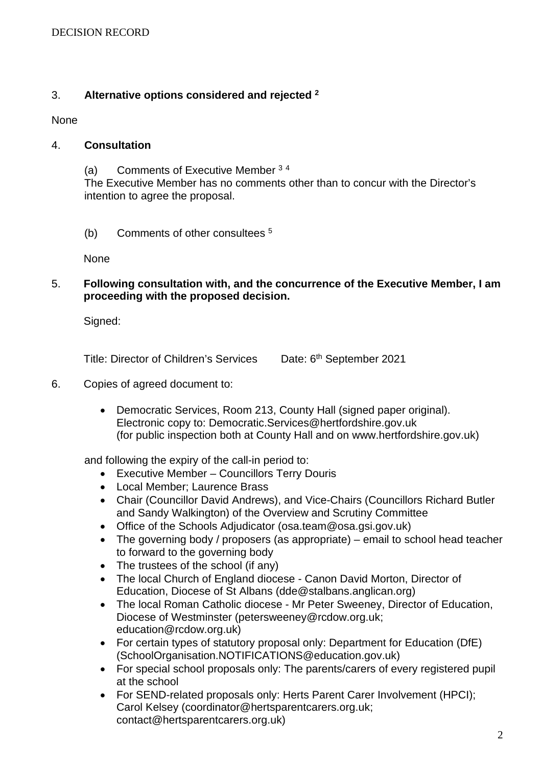## 3. Alternative options considered and rejected [2]

None

## 4. Consultation

(a) Comments of Executive Member [3] [4]

The Executive Member has no comments other than to concur with the Director's intention to agree the proposal.

(b) Comments of other consultees [5]

None

## 5. Following consultation with, and the concurrence of the Executive Member, I am proceeding with the proposed decision.

Signed:

Title: Director of Children's Services Date: 6th September 2021

6. Copies of agreed document to:

- Democratic Services, Room 213, County Hall (signed paper original). Electronic copy to: Democratic.Services@hertfordshire.gov.uk (for public inspection both at County Hall and on www.hertfordshire.gov.uk)

and following the expiry of the call-in period to:

- Executive Member – Councillors Terry Douris
- Local Member; Laurence Brass
- Chair (Councillor David Andrews), and Vice-Chairs (Councillors Richard Butler and Sandy Walkington) of the Overview and Scrutiny Committee
- Office of the Schools Adjudicator (osa.team@osa.gsi.gov.uk)
- The governing body / proposers (as appropriate) – email to school head teacher to forward to the governing body
- The trustees of the school (if any)
- The local Church of England diocese - Canon David Morton, Director of Education, Diocese of St Albans (dde@stalbans.anglican.org)
- The local Roman Catholic diocese - Mr Peter Sweeney, Director of Education, Diocese of Westminster (petersweeney@rcdow.org.uk; education@rcdow.org.uk)
- For certain types of statutory proposal only: Department for Education (DfE) (SchoolOrganisation.NOTIFICATIONS@education.gov.uk)
- For special school proposals only: The parents/carers of every registered pupil at the school
- For SEND-related proposals only: Herts Parent Carer Involvement (HPCI); Carol Kelsey (coordinator@hertsparentcarers.org.uk; contact@hertsparentcarers.org.uk)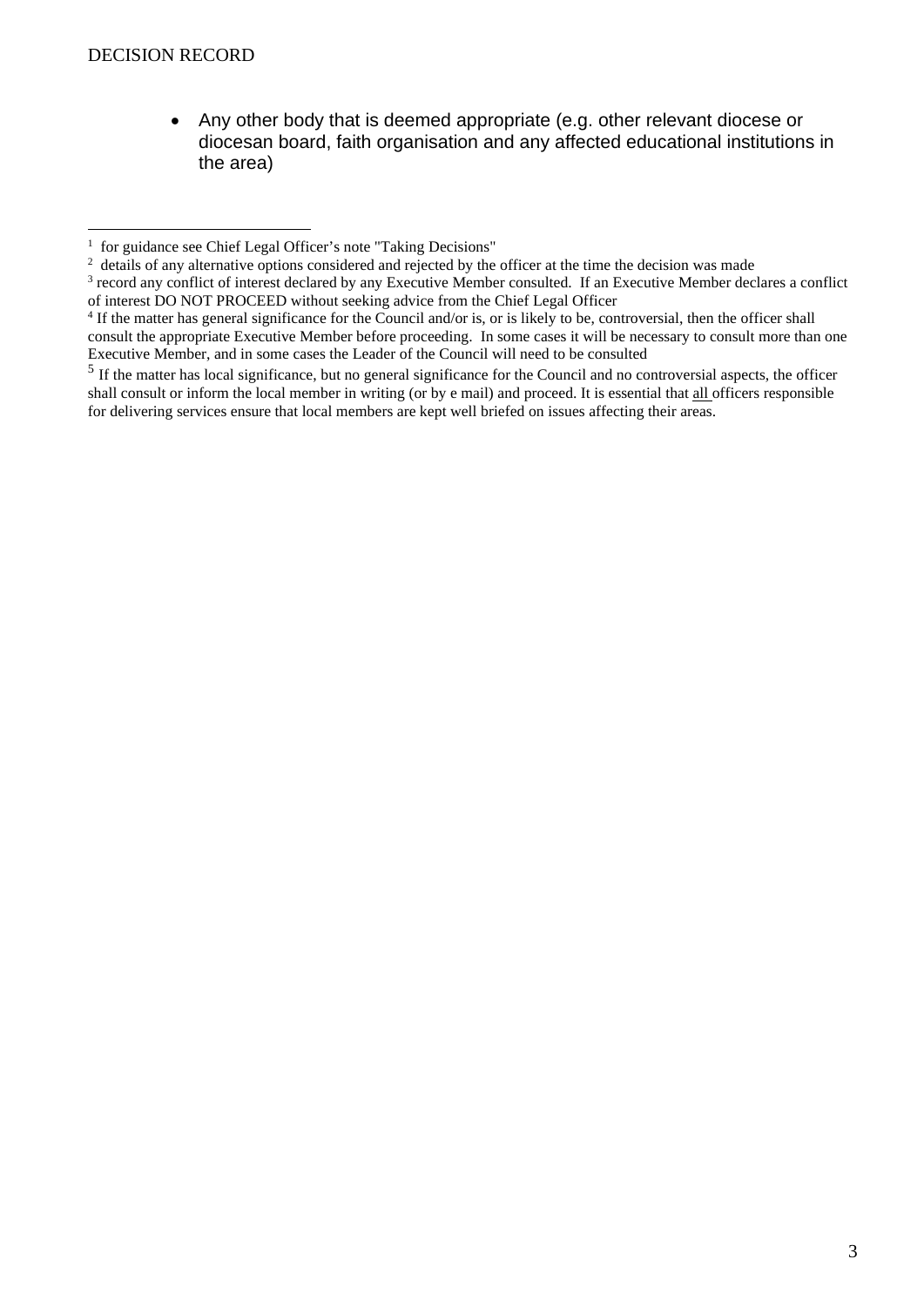- Any other body that is deemed appropriate (e.g. other relevant diocese or diocesan board, faith organisation and any affected educational institutions in the area)

---

[1] for guidance see Chief Legal Officer's note "Taking Decisions"

[2] details of any alternative options considered and rejected by the officer at the time the decision was made

[3] record any conflict of interest declared by any Executive Member consulted. If an Executive Member declares a conflict of interest DO NOT PROCEED without seeking advice from the Chief Legal Officer

[4] If the matter has general significance for the Council and/or is, or is likely to be, controversial, then the officer shall consult the appropriate Executive Member before proceeding. In some cases it will be necessary to consult more than one Executive Member, and in some cases the Leader of the Council will need to be consulted

[5] If the matter has local significance, but no general significance for the Council and no controversial aspects, the officer shall consult or inform the local member in writing (or by e mail) and proceed. It is essential that all officers responsible for delivering services ensure that local members are kept well briefed on issues affecting their areas.